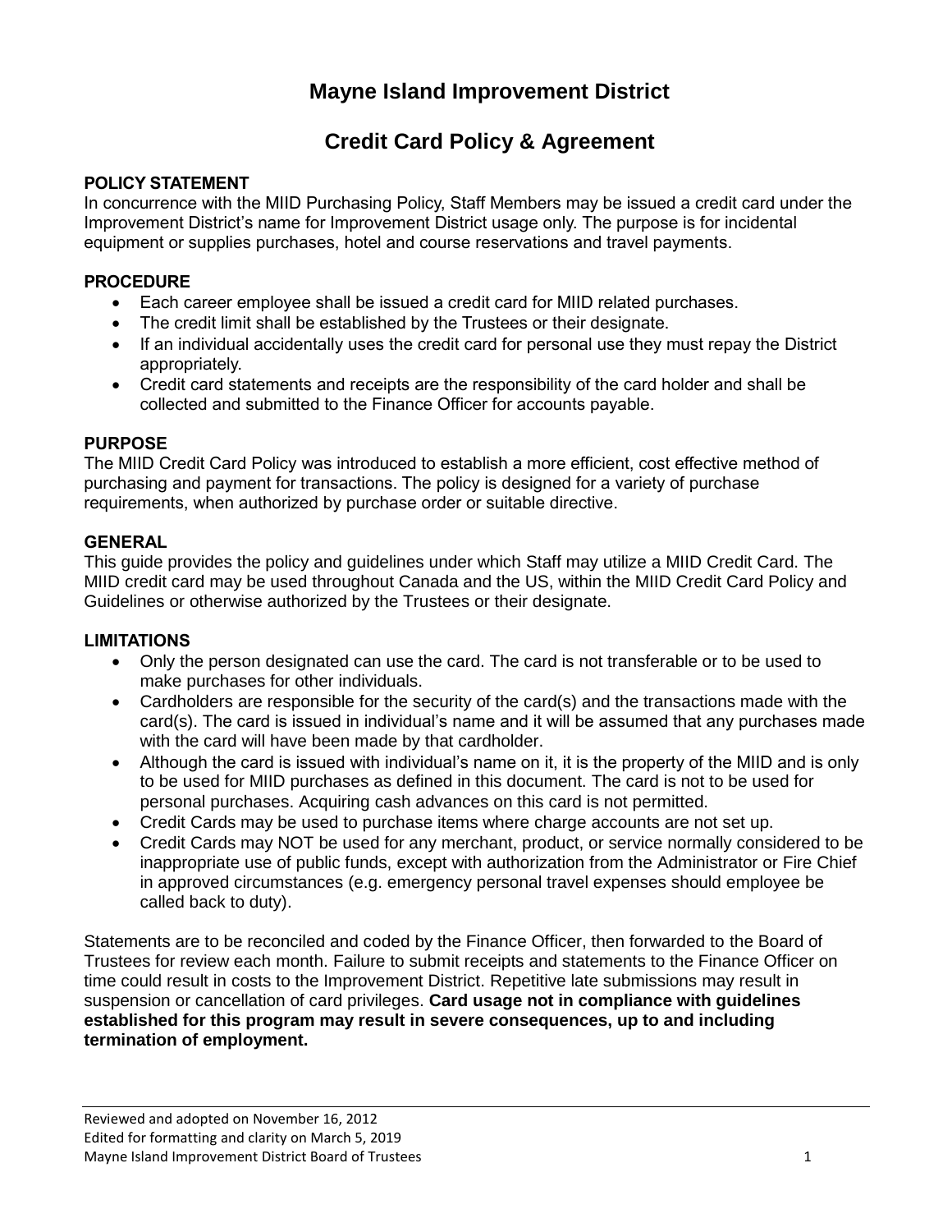# Mayne Island Improvement District

## Credit Card Policy & Agreement

**POLICY STATEMENT**

In concurrence with the MIID Purchasing Policy, Staff Members may be issued a credit card under the Improvement District's name for Improvement District usage only. The purpose is for incidental equipment or supplies purchases, hotel and course reservations and travel payments.

**PROCEDURE**

- Each career employee shall be issued a credit card for MIID related purchases.
- The credit limit shall be established by the Trustees or their designate.
- If an individual accidentally uses the credit card for personal use they must repay the District appropriately.
- Credit card statements and receipts are the responsibility of the card holder and shall be collected and submitted to the Finance Officer for accounts payable.

**PURPOSE**

The MIID Credit Card Policy was introduced to establish a more efficient, cost effective method of purchasing and payment for transactions. The policy is designed for a variety of purchase requirements, when authorized by purchase order or suitable directive.

**GENERAL**

This guide provides the policy and guidelines under which Staff may utilize a MIID Credit Card. The MIID credit card may be used throughout Canada and the US, within the MIID Credit Card Policy and Guidelines or otherwise authorized by the Trustees or their designate.

**LIMITATIONS**

- Only the person designated can use the card. The card is not transferable or to be used to make purchases for other individuals.
- Cardholders are responsible for the security of the card(s) and the transactions made with the card(s). The card is issued in individual's name and it will be assumed that any purchases made with the card will have been made by that cardholder.
- Although the card is issued with individual's name on it, it is the property of the MIID and is only to be used for MIID purchases as defined in this document. The card is not to be used for personal purchases. Acquiring cash advances on this card is not permitted.
- Credit Cards may be used to purchase items where charge accounts are not set up.
- Credit Cards may NOT be used for any merchant, product, or service normally considered to be inappropriate use of public funds, except with authorization from the Administrator or Fire Chief in approved circumstances (e.g. emergency personal travel expenses should employee be called back to duty).

Statements are to be reconciled and coded by the Finance Officer, then forwarded to the Board of Trustees for review each month. Failure to submit receipts and statements to the Finance Officer on time could result in costs to the Improvement District. Repetitive late submissions may result in suspension or cancellation of card privileges. **Card usage not in compliance with guidelines established for this program may result in severe consequences, up to and including termination of employment.**

Reviewed and adopted on November 16, 2012
Edited for formatting and clarity on March 5, 2019
Mayne Island Improvement District Board of Trustees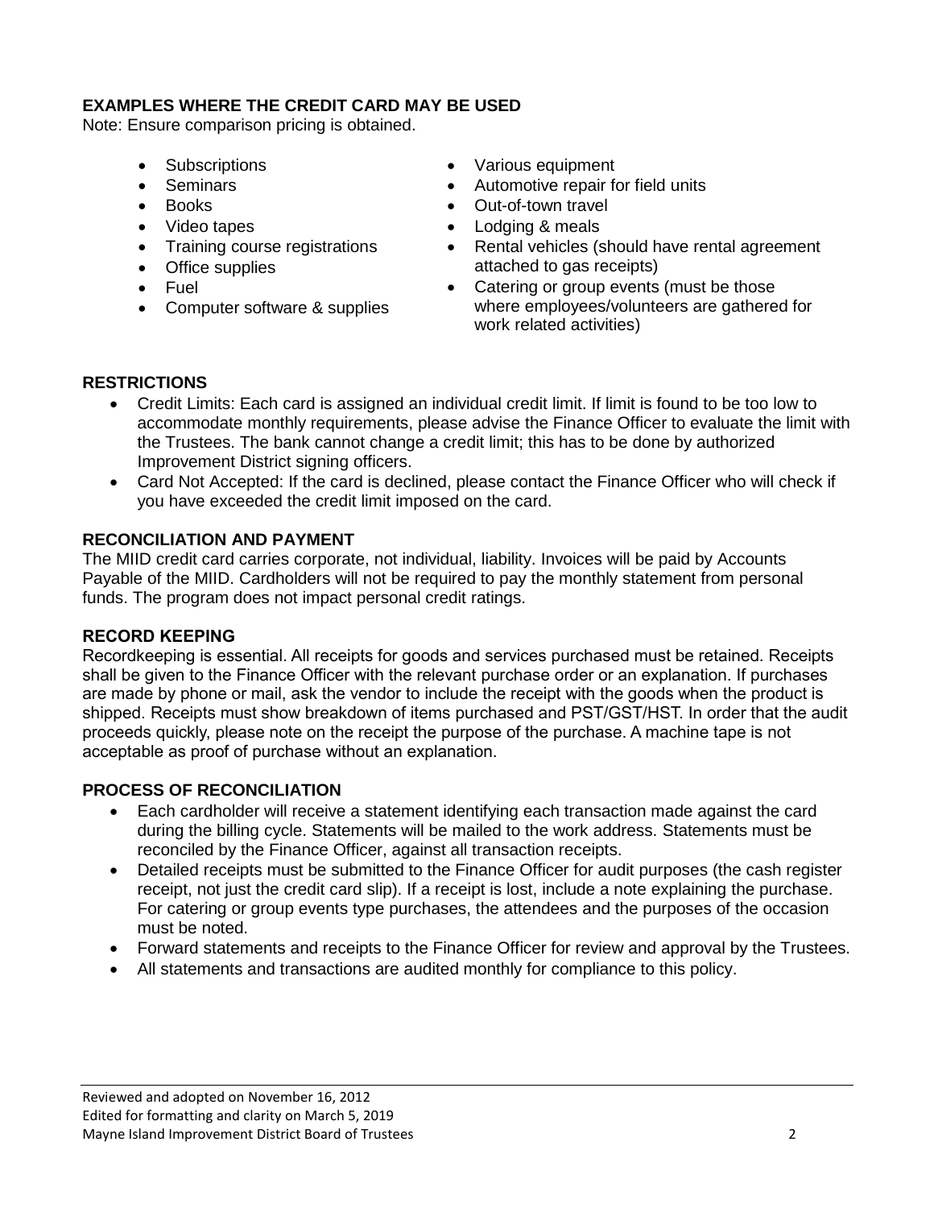## EXAMPLES WHERE THE CREDIT CARD MAY BE USED

Note: Ensure comparison pricing is obtained.

- Subscriptions
- Seminars
- Books
- Video tapes
- Training course registrations
- Office supplies
- Fuel
- Computer software & supplies
- Various equipment
- Automotive repair for field units
- Out-of-town travel
- Lodging & meals
- Rental vehicles (should have rental agreement attached to gas receipts)
- Catering or group events (must be those where employees/volunteers are gathered for work related activities)

## RESTRICTIONS

- Credit Limits: Each card is assigned an individual credit limit. If limit is found to be too low to accommodate monthly requirements, please advise the Finance Officer to evaluate the limit with the Trustees. The bank cannot change a credit limit; this has to be done by authorized Improvement District signing officers.
- Card Not Accepted: If the card is declined, please contact the Finance Officer who will check if you have exceeded the credit limit imposed on the card.

## RECONCILIATION AND PAYMENT

The MIID credit card carries corporate, not individual, liability. Invoices will be paid by Accounts Payable of the MIID. Cardholders will not be required to pay the monthly statement from personal funds. The program does not impact personal credit ratings.

## RECORD KEEPING

Recordkeeping is essential. All receipts for goods and services purchased must be retained. Receipts shall be given to the Finance Officer with the relevant purchase order or an explanation. If purchases are made by phone or mail, ask the vendor to include the receipt with the goods when the product is shipped. Receipts must show breakdown of items purchased and PST/GST/HST. In order that the audit proceeds quickly, please note on the receipt the purpose of the purchase. A machine tape is not acceptable as proof of purchase without an explanation.

## PROCESS OF RECONCILIATION

- Each cardholder will receive a statement identifying each transaction made against the card during the billing cycle. Statements will be mailed to the work address. Statements must be reconciled by the Finance Officer, against all transaction receipts.
- Detailed receipts must be submitted to the Finance Officer for audit purposes (the cash register receipt, not just the credit card slip). If a receipt is lost, include a note explaining the purchase. For catering or group events type purchases, the attendees and the purposes of the occasion must be noted.
- Forward statements and receipts to the Finance Officer for review and approval by the Trustees.
- All statements and transactions are audited monthly for compliance to this policy.

Reviewed and adopted on November 16, 2012
Edited for formatting and clarity on March 5, 2019
Mayne Island Improvement District Board of Trustees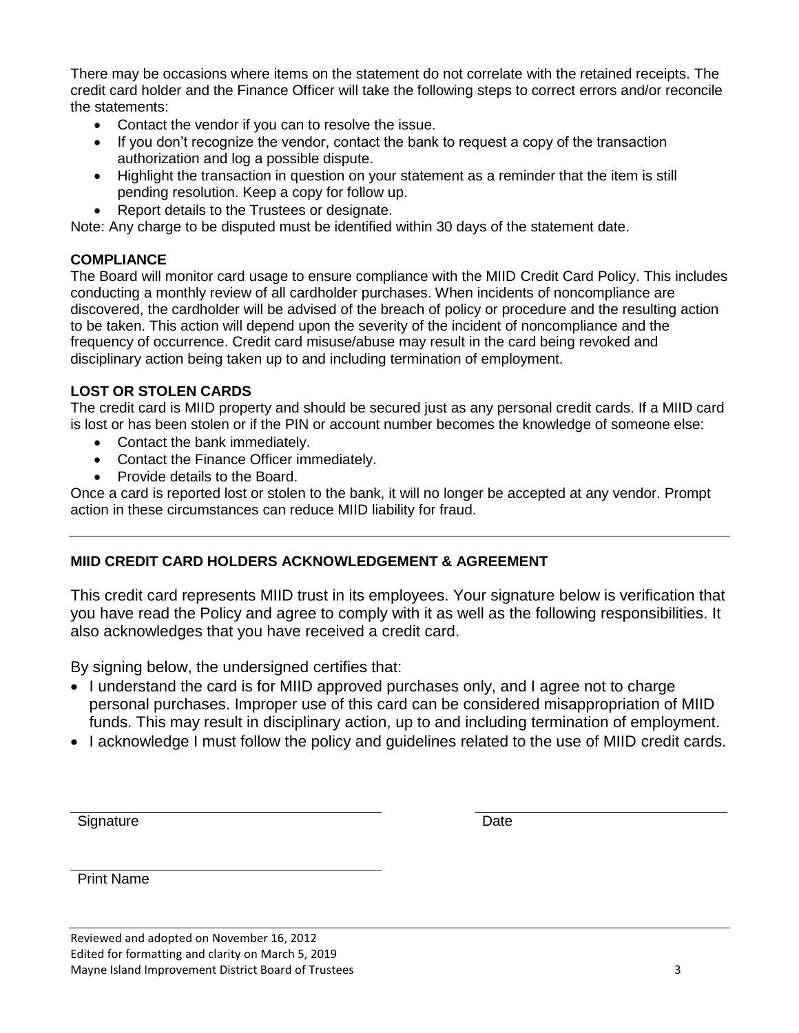There may be occasions where items on the statement do not correlate with the retained receipts. The credit card holder and the Finance Officer will take the following steps to correct errors and/or reconcile the statements:

- Contact the vendor if you can to resolve the issue.
- If you don't recognize the vendor, contact the bank to request a copy of the transaction authorization and log a possible dispute.
- Highlight the transaction in question on your statement as a reminder that the item is still pending resolution. Keep a copy for follow up.
- Report details to the Trustees or designate.

Note: Any charge to be disputed must be identified within 30 days of the statement date.

**COMPLIANCE**

The Board will monitor card usage to ensure compliance with the MIID Credit Card Policy. This includes conducting a monthly review of all cardholder purchases. When incidents of noncompliance are discovered, the cardholder will be advised of the breach of policy or procedure and the resulting action to be taken. This action will depend upon the severity of the incident of noncompliance and the frequency of occurrence. Credit card misuse/abuse may result in the card being revoked and disciplinary action being taken up to and including termination of employment.

**LOST OR STOLEN CARDS**

The credit card is MIID property and should be secured just as any personal credit cards. If a MIID card is lost or has been stolen or if the PIN or account number becomes the knowledge of someone else:

- Contact the bank immediately.
- Contact the Finance Officer immediately.
- Provide details to the Board.

Once a card is reported lost or stolen to the bank, it will no longer be accepted at any vendor. Prompt action in these circumstances can reduce MIID liability for fraud.

---

**MIID CREDIT CARD HOLDERS ACKNOWLEDGEMENT & AGREEMENT**

This credit card represents MIID trust in its employees. Your signature below is verification that you have read the Policy and agree to comply with it as well as the following responsibilities. It also acknowledges that you have received a credit card.

By signing below, the undersigned certifies that:

- I understand the card is for MIID approved purchases only, and I agree not to charge personal purchases. Improper use of this card can be considered misappropriation of MIID funds. This may result in disciplinary action, up to and including termination of employment.
- I acknowledge I must follow the policy and guidelines related to the use of MIID credit cards.

Signature ______________________ Date ______________________

Print Name ______________________

Reviewed and adopted on November 16, 2012
Edited for formatting and clarity on March 5, 2019
Mayne Island Improvement District Board of Trustees